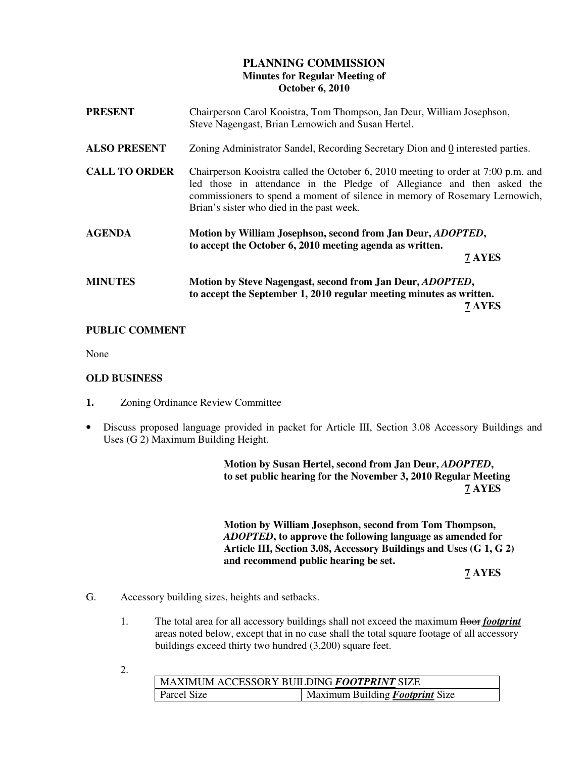# PLANNING COMMISSION
## Minutes for Regular Meeting of
## October 6, 2010

**PRESENT** Chairperson Carol Kooistra, Tom Thompson, Jan Deur, William Josephson, Steve Nagengast, Brian Lernowich and Susan Hertel.

**ALSO PRESENT** Zoning Administrator Sandel, Recording Secretary Dion and 0 interested parties.

**CALL TO ORDER** Chairperson Kooistra called the October 6, 2010 meeting to order at 7:00 p.m. and led those in attendance in the Pledge of Allegiance and then asked the commissioners to spend a moment of silence in memory of Rosemary Lernowich, Brian's sister who died in the past week.

**AGENDA** **Motion by William Josephson, second from Jan Deur, *ADOPTED*, to accept the October 6, 2010 meeting agenda as written.**

**7 AYES**

**MINUTES** **Motion by Steve Nagengast, second from Jan Deur, *ADOPTED*, to accept the September 1, 2010 regular meeting minutes as written.**

**7 AYES**

**PUBLIC COMMENT**

None

**OLD BUSINESS**

**1.** Zoning Ordinance Review Committee

- Discuss proposed language provided in packet for Article III, Section 3.08 Accessory Buildings and Uses (G 2) Maximum Building Height.

**Motion by Susan Hertel, second from Jan Deur, *ADOPTED*, to set public hearing for the November 3, 2010 Regular Meeting**

**7 AYES**

**Motion by William Josephson, second from Tom Thompson, *ADOPTED*, to approve the following language as amended for Article III, Section 3.08, Accessory Buildings and Uses (G 1, G 2) and recommend public hearing be set.**

**7 AYES**

G. Accessory building sizes, heights and setbacks.

1. The total area for all accessory buildings shall not exceed the maximum ~~floor~~ ***footprint*** areas noted below, except that in no case shall the total square footage of all accessory buildings exceed thirty two hundred (3,200) square feet.

2.

| MAXIMUM ACCESSORY BUILDING ***FOOTPRINT*** SIZE | |
|---|---|
| Parcel Size | Maximum Building ***Footprint*** Size |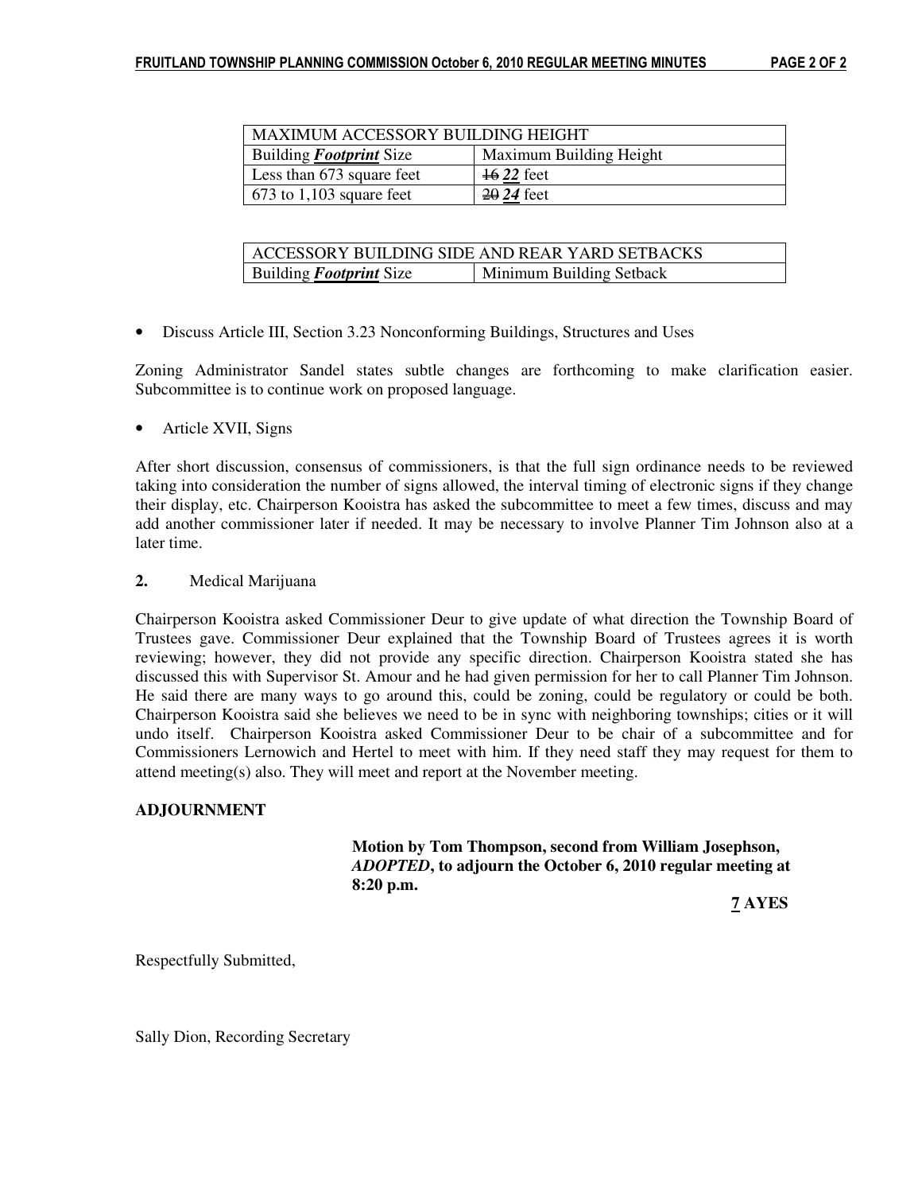| MAXIMUM ACCESSORY BUILDING HEIGHT | |
|---|---|
| Building ***Footprint*** Size | Maximum Building Height |
| Less than 673 square feet | ~~16~~ ***22*** feet |
| 673 to 1,103 square feet | ~~20~~ ***24*** feet |

| ACCESSORY BUILDING SIDE AND REAR YARD SETBACKS | |
|---|---|
| Building ***Footprint*** Size | Minimum Building Setback |

- Discuss Article III, Section 3.23 Nonconforming Buildings, Structures and Uses

Zoning Administrator Sandel states subtle changes are forthcoming to make clarification easier. Subcommittee is to continue work on proposed language.

- Article XVII, Signs

After short discussion, consensus of commissioners, is that the full sign ordinance needs to be reviewed taking into consideration the number of signs allowed, the interval timing of electronic signs if they change their display, etc. Chairperson Kooistra has asked the subcommittee to meet a few times, discuss and may add another commissioner later if needed. It may be necessary to involve Planner Tim Johnson also at a later time.

**2.** Medical Marijuana

Chairperson Kooistra asked Commissioner Deur to give update of what direction the Township Board of Trustees gave. Commissioner Deur explained that the Township Board of Trustees agrees it is worth reviewing; however, they did not provide any specific direction. Chairperson Kooistra stated she has discussed this with Supervisor St. Amour and he had given permission for her to call Planner Tim Johnson. He said there are many ways to go around this, could be zoning, could be regulatory or could be both. Chairperson Kooistra said she believes we need to be in sync with neighboring townships; cities or it will undo itself. Chairperson Kooistra asked Commissioner Deur to be chair of a subcommittee and for Commissioners Lernowich and Hertel to meet with him. If they need staff they may request for them to attend meeting(s) also. They will meet and report at the November meeting.

**ADJOURNMENT**

**Motion by Tom Thompson, second from William Josephson, *ADOPTED*, to adjourn the October 6, 2010 regular meeting at 8:20 p.m.**

**7 AYES**

Respectfully Submitted,

Sally Dion, Recording Secretary